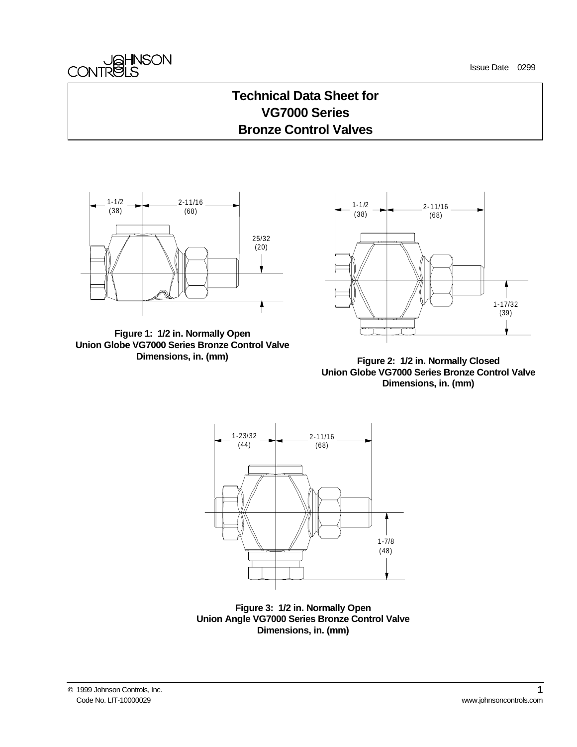Issue Date 0299

# Technical Data Sheet for VG7000 Series Bronze Control Valves

1-1/2 (38) 2-11/16 (68) 25/32 (20)

Figure 1: 1/2 in. Normally Open Union Globe VG7000 Series Bronze Control Valve Dimensions, in. (mm)

1-1/2 (38) 2-11/16 (68) 1-17/32 (39)

Figure 2: 1/2 in. Normally Closed Union Globe VG7000 Series Bronze Control Valve Dimensions, in. (mm)

1-23/32 (44) 2-11/16 (68) 1-7/8 (48)

Figure 3: 1/2 in. Normally Open Union Angle VG7000 Series Bronze Control Valve Dimensions, in. (mm)

© 1999 Johnson Controls, Inc.
Code No. LIT-10000029

www.johnsoncontrols.com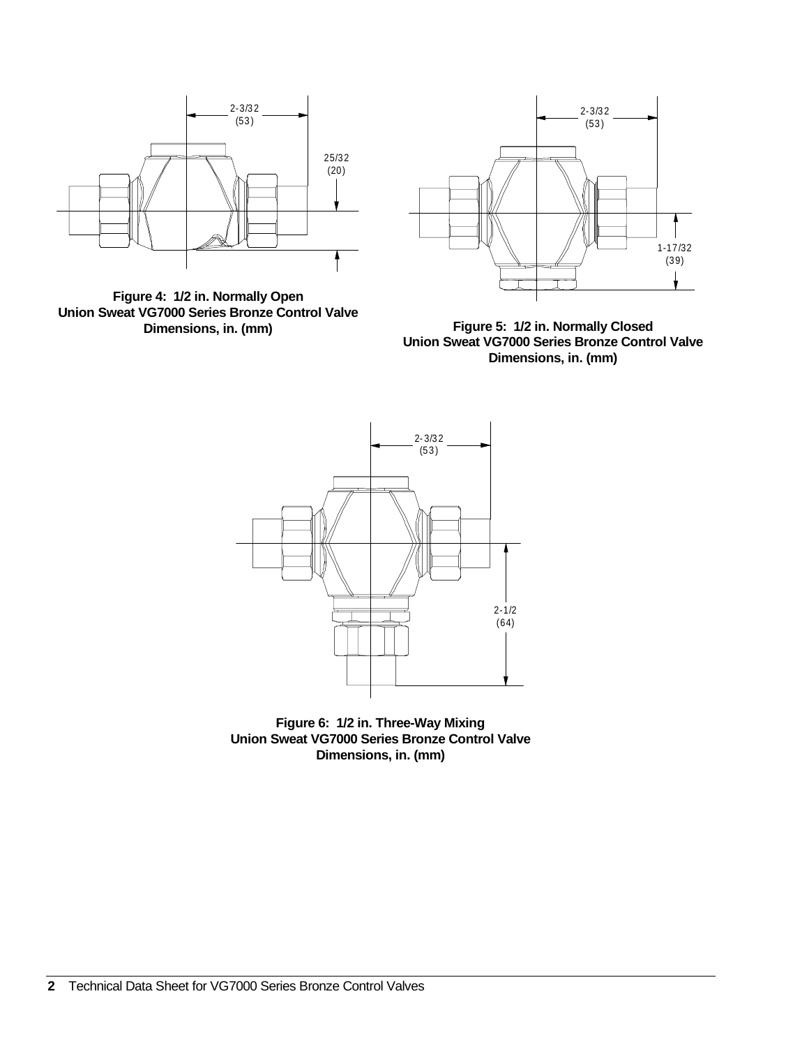2-3/32
(53)

25/32
(20)

**Figure 4: 1/2 in. Normally Open Union Sweat VG7000 Series Bronze Control Valve Dimensions, in. (mm)**

2-3/32
(53)

1-17/32
(39)

**Figure 5: 1/2 in. Normally Closed Union Sweat VG7000 Series Bronze Control Valve Dimensions, in. (mm)**

2-3/32
(53)

2-1/2
(64)

**Figure 6: 1/2 in. Three-Way Mixing Union Sweat VG7000 Series Bronze Control Valve Dimensions, in. (mm)**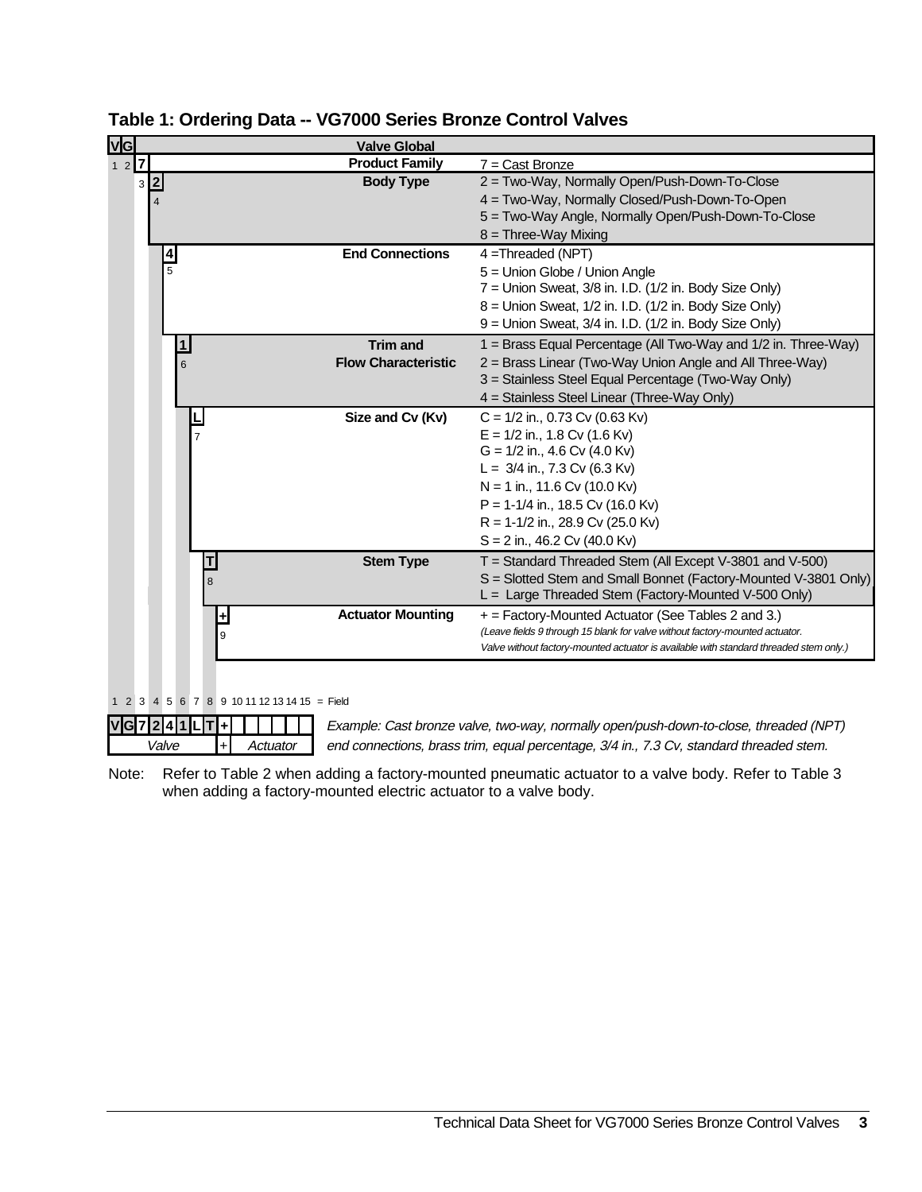## Table 1: Ordering Data -- VG7000 Series Bronze Control Valves

| Field | Code | Category | Options |
|---|---|---|---|
| 1 2 | VG | Valve Global | |
| 3 | 7 | Product Family | 7 = Cast Bronze |
| 4 | 2 | Body Type | 2 = Two-Way, Normally Open/Push-Down-To-Close<br>4 = Two-Way, Normally Closed/Push-Down-To-Open<br>5 = Two-Way Angle, Normally Open/Push-Down-To-Close<br>8 = Three-Way Mixing |
| 5 | 4 | End Connections | 4 =Threaded (NPT)<br>5 = Union Globe / Union Angle<br>7 = Union Sweat, 3/8 in. I.D. (1/2 in. Body Size Only)<br>8 = Union Sweat, 1/2 in. I.D. (1/2 in. Body Size Only)<br>9 = Union Sweat, 3/4 in. I.D. (1/2 in. Body Size Only) |
| 6 | 1 | Trim and Flow Characteristic | 1 = Brass Equal Percentage (All Two-Way and 1/2 in. Three-Way)<br>2 = Brass Linear (Two-Way Union Angle and All Three-Way)<br>3 = Stainless Steel Equal Percentage (Two-Way Only)<br>4 = Stainless Steel Linear (Three-Way Only) |
| 7 | L | Size and Cv (Kv) | C = 1/2 in., 0.73 Cv (0.63 Kv)<br>E = 1/2 in., 1.8 Cv (1.6 Kv)<br>G = 1/2 in., 4.6 Cv (4.0 Kv)<br>L = 3/4 in., 7.3 Cv (6.3 Kv)<br>N = 1 in., 11.6 Cv (10.0 Kv)<br>P = 1-1/4 in., 18.5 Cv (16.0 Kv)<br>R = 1-1/2 in., 28.9 Cv (25.0 Kv)<br>S = 2 in., 46.2 Cv (40.0 Kv) |
| 8 | T | Stem Type | T = Standard Threaded Stem (All Except V-3801 and V-500)<br>S = Slotted Stem and Small Bonnet (Factory-Mounted V-3801 Only)<br>L = Large Threaded Stem (Factory-Mounted V-500 Only) |
| 9 | + | Actuator Mounting | + = Factory-Mounted Actuator (See Tables 2 and 3.)<br>*(Leave fields 9 through 15 blank for valve without factory-mounted actuator. Valve without factory-mounted actuator is available with standard threaded stem only.)* |

| Field | 1 | 2 | 3 | 4 | 5 | 6 | 7 | 8 | 9 | 10 | 11 | 12 | 13 | 14 | 15 |
|---|---|---|---|---|---|---|---|---|---|---|---|---|---|---|---|
| | V | G | 7 | 2 | 4 | 1 | L | T | + | | | | | | |
| | Valve | | | | | | | | + | Actuator | | | | | |

*Example: Cast bronze valve, two-way, normally open/push-down-to-close, threaded (NPT) end connections, brass trim, equal percentage, 3/4 in., 7.3 Cv, standard threaded stem.*

Note: Refer to Table 2 when adding a factory-mounted pneumatic actuator to a valve body. Refer to Table 3 when adding a factory-mounted electric actuator to a valve body.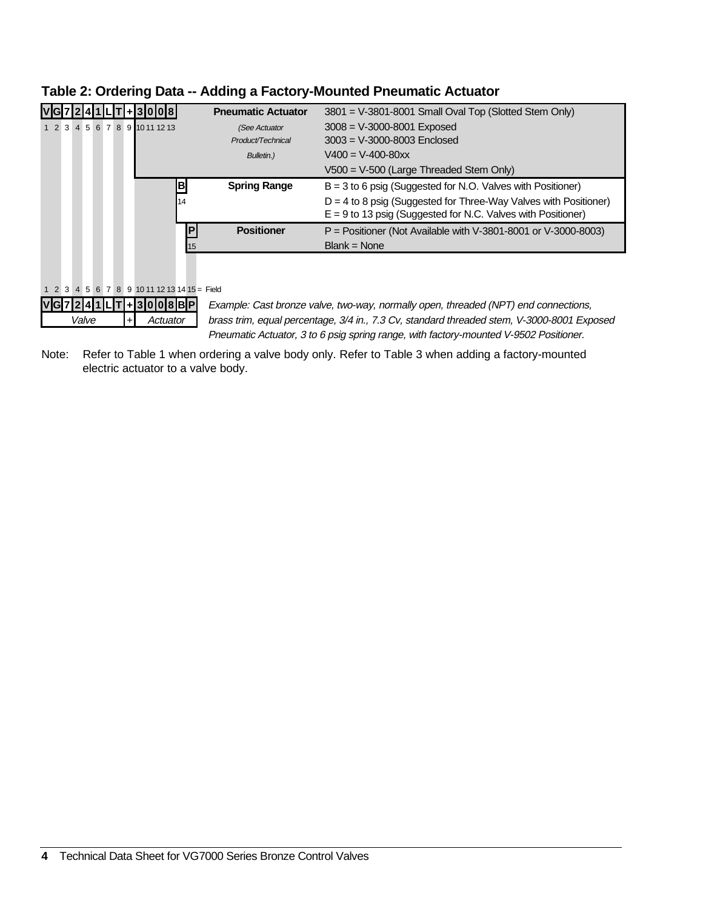## Table 2: Ordering Data -- Adding a Factory-Mounted Pneumatic Actuator

| Code | Field | Item | Options |
|---|---|---|---|
| V G 7 2 4 1 L T + 3 0 0 8 | 1 2 3 4 5 6 7 8 9 10 11 12 13 | **Pneumatic Actuator** *(See Actuator Product/Technical Bulletin.)* | 3801 = V-3801-8001 Small Oval Top (Slotted Stem Only)<br>3008 = V-3000-8001 Exposed<br>3003 = V-3000-8003 Enclosed<br>V400 = V-400-80xx<br>V500 = V-500 (Large Threaded Stem Only) |
| B | 14 | **Spring Range** | B = 3 to 6 psig (Suggested for N.O. Valves with Positioner)<br>D = 4 to 8 psig (Suggested for Three-Way Valves with Positioner)<br>E = 9 to 13 psig (Suggested for N.C. Valves with Positioner) |
| P | 15 | **Positioner** | P = Positioner (Not Available with V-3801-8001 or V-3000-8003)<br>Blank = None |

1 2 3 4 5 6 7 8 9 10 11 12 13 14 15 = Field

**V G 7 2 4 1 L T + 3 0 0 8 B P**

Valve + Actuator

*Example: Cast bronze valve, two-way, normally open, threaded (NPT) end connections, brass trim, equal percentage, 3/4 in., 7.3 Cv, standard threaded stem, V-3000-8001 Exposed Pneumatic Actuator, 3 to 6 psig spring range, with factory-mounted V-9502 Positioner.*

Note: Refer to Table 1 when ordering a valve body only. Refer to Table 3 when adding a factory-mounted electric actuator to a valve body.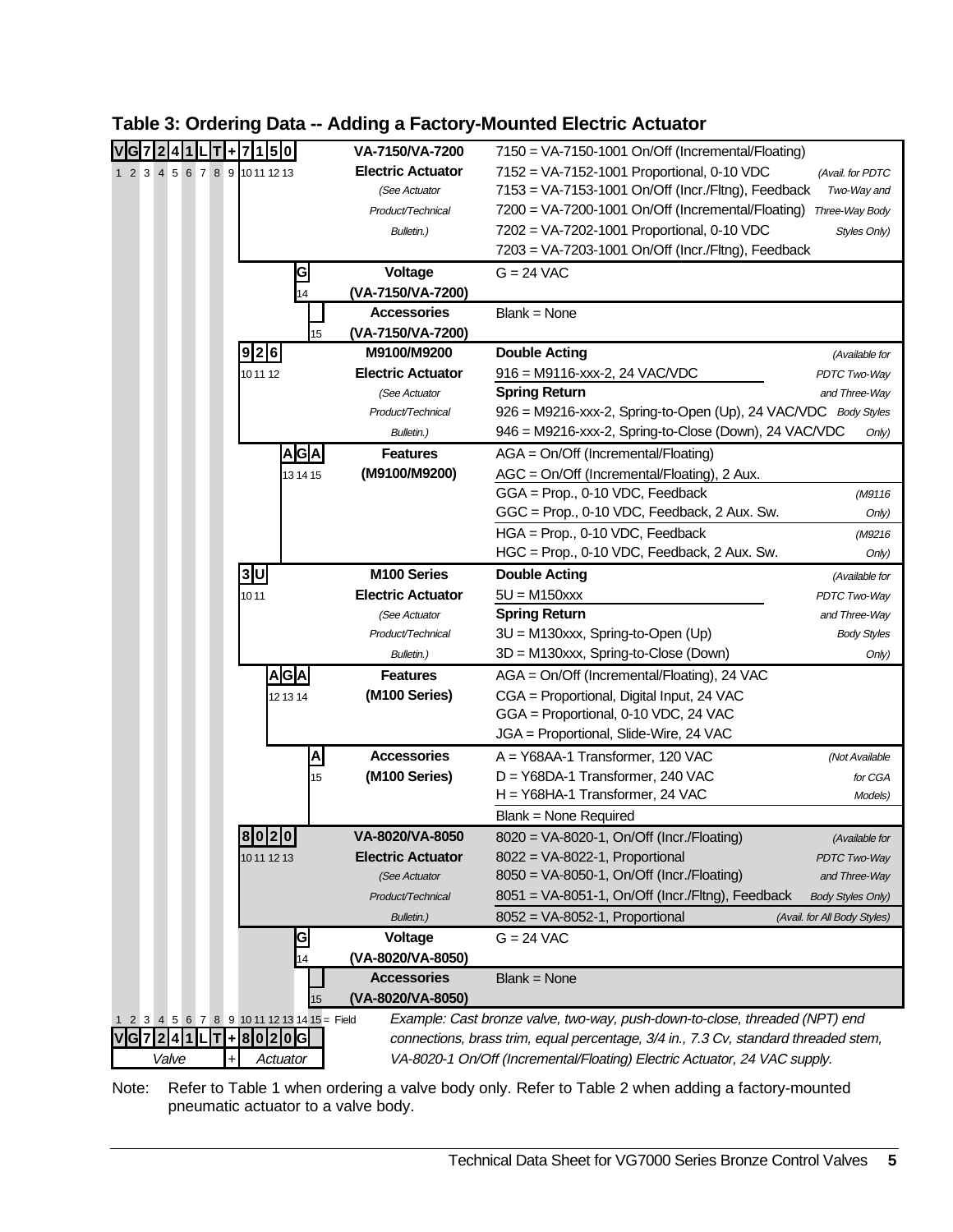## Table 3: Ordering Data -- Adding a Factory-Mounted Electric Actuator

| Code / Field | Description | Selections | Availability |
|---|---|---|---|
| V G 7 2 4 1 L T + 7 1 5 0 (Fields 1 2 3 4 5 6 7 8 9 10 11 12 13) | **VA-7150/VA-7200 Electric Actuator** *(See Actuator Product/Technical Bulletin.)* | 7150 = VA-7150-1001 On/Off (Incremental/Floating)<br>7152 = VA-7152-1001 Proportional, 0-10 VDC<br>7153 = VA-7153-1001 On/Off (Incr./Fltng), Feedback<br>7200 = VA-7200-1001 On/Off (Incremental/Floating)<br>7202 = VA-7202-1001 Proportional, 0-10 VDC<br>7203 = VA-7203-1001 On/Off (Incr./Fltng), Feedback | *(Avail. for PDTC Two-Way and Three-Way Body Styles Only)* |
| G (Field 14) | **Voltage (VA-7150/VA-7200)** | G = 24 VAC | |
| (Field 15) | **Accessories (VA-7150/VA-7200)** | Blank = None | |
| 9 2 6 (Fields 10 11 12) | **M9100/M9200 Electric Actuator** *(See Actuator Product/Technical Bulletin.)* | **Double Acting**<br>916 = M9116-xxx-2, 24 VAC/VDC<br>**Spring Return**<br>926 = M9216-xxx-2, Spring-to-Open (Up), 24 VAC/VDC<br>946 = M9216-xxx-2, Spring-to-Close (Down), 24 VAC/VDC | *(Available for PDTC Two-Way and Three-Way Body Styles Only)* |
| A G A (Fields 13 14 15) | **Features (M9100/M9200)** | AGA = On/Off (Incremental/Floating)<br>AGC = On/Off (Incremental/Floating), 2 Aux.<br>GGA = Prop., 0-10 VDC, Feedback<br>GGC = Prop., 0-10 VDC, Feedback, 2 Aux. Sw.<br>HGA = Prop., 0-10 VDC, Feedback<br>HGC = Prop., 0-10 VDC, Feedback, 2 Aux. Sw. | GGA/GGC: *(M9116 Only)*<br>HGA/HGC: *(M9216 Only)* |
| 3 U (Fields 10 11) | **M100 Series Electric Actuator** *(See Actuator Product/Technical Bulletin.)* | **Double Acting**<br>5U = M150xxx<br>**Spring Return**<br>3U = M130xxx, Spring-to-Open (Up)<br>3D = M130xxx, Spring-to-Close (Down) | *(Available for PDTC Two-Way and Three-Way Body Styles Only)* |
| A G A (Fields 12 13 14) | **Features (M100 Series)** | AGA = On/Off (Incremental/Floating), 24 VAC<br>CGA = Proportional, Digital Input, 24 VAC<br>GGA = Proportional, 0-10 VDC, 24 VAC<br>JGA = Proportional, Slide-Wire, 24 VAC | |
| A (Field 15) | **Accessories (M100 Series)** | A = Y68AA-1 Transformer, 120 VAC<br>D = Y68DA-1 Transformer, 240 VAC<br>H = Y68HA-1 Transformer, 24 VAC<br>Blank = None Required | *(Not Available for CGA Models)* |
| 8 0 2 0 (Fields 10 11 12 13) | **VA-8020/VA-8050 Electric Actuator** *(See Actuator Product/Technical Bulletin.)* | 8020 = VA-8020-1, On/Off (Incr./Floating)<br>8022 = VA-8022-1, Proportional<br>8050 = VA-8050-1, On/Off (Incr./Floating)<br>8051 = VA-8051-1, On/Off (Incr./Fltng), Feedback<br>8052 = VA-8052-1, Proportional | 8020–8051: *(Available for PDTC Two-Way and Three-Way Body Styles Only)*<br>8052: *(Avail. for All Body Styles)* |
| G (Field 14) | **Voltage (VA-8020/VA-8050)** | G = 24 VAC | |
| (Field 15) | **Accessories (VA-8020/VA-8050)** | Blank = None | |

**Example:**

| 1 | 2 | 3 | 4 | 5 | 6 | 7 | 8 | 9 | 10 | 11 | 12 | 13 | 14 | 15 |
|---|---|---|---|---|---|---|---|---|---|---|---|---|---|---|
| V | G | 7 | 2 | 4 | 1 | L | T | + | 8 | 0 | 2 | 0 | G | |
| Valve | | | | | | | | + | Actuator | | | | | |

*Example: Cast bronze valve, two-way, push-down-to-close, threaded (NPT) end connections, brass trim, equal percentage, 3/4 in., 7.3 Cv, standard threaded stem, VA-8020-1 On/Off (Incremental/Floating) Electric Actuator, 24 VAC supply.*

Note: Refer to Table 1 when ordering a valve body only. Refer to Table 2 when adding a factory-mounted pneumatic actuator to a valve body.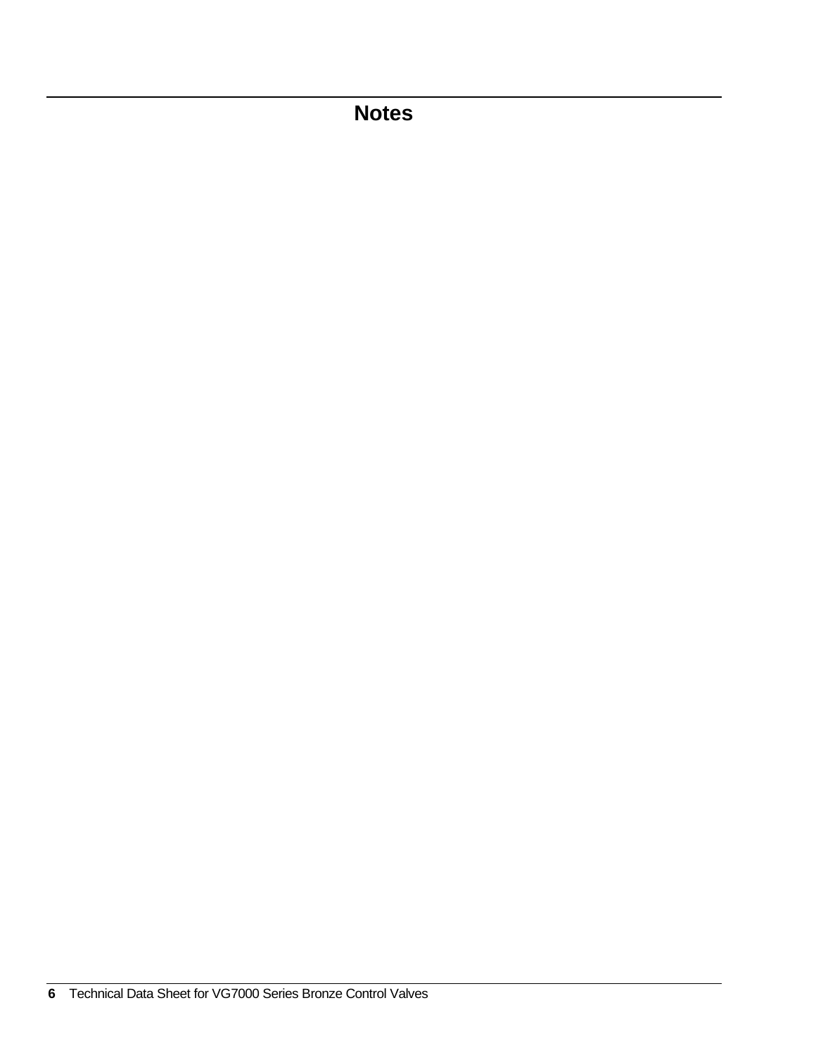# Notes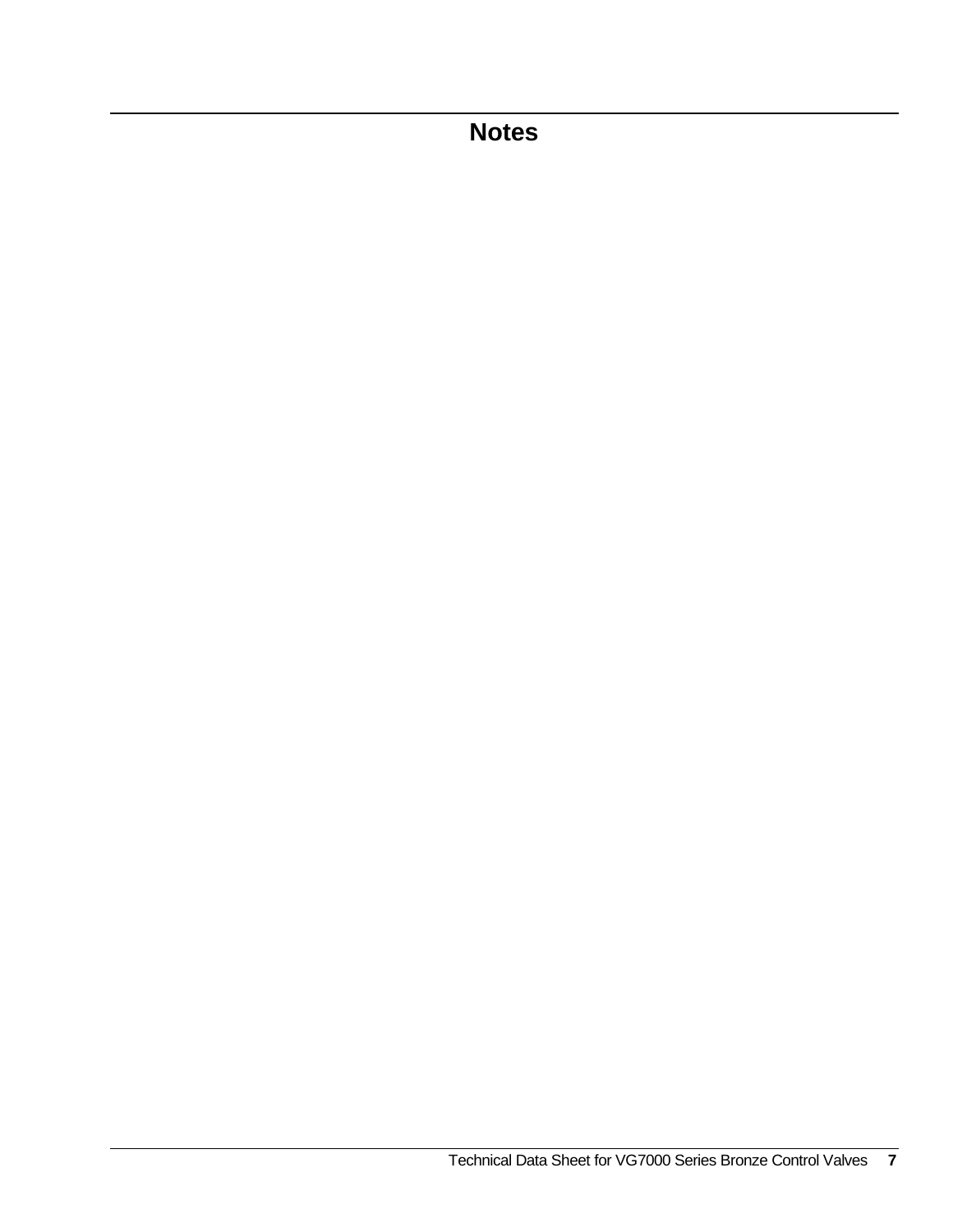# Notes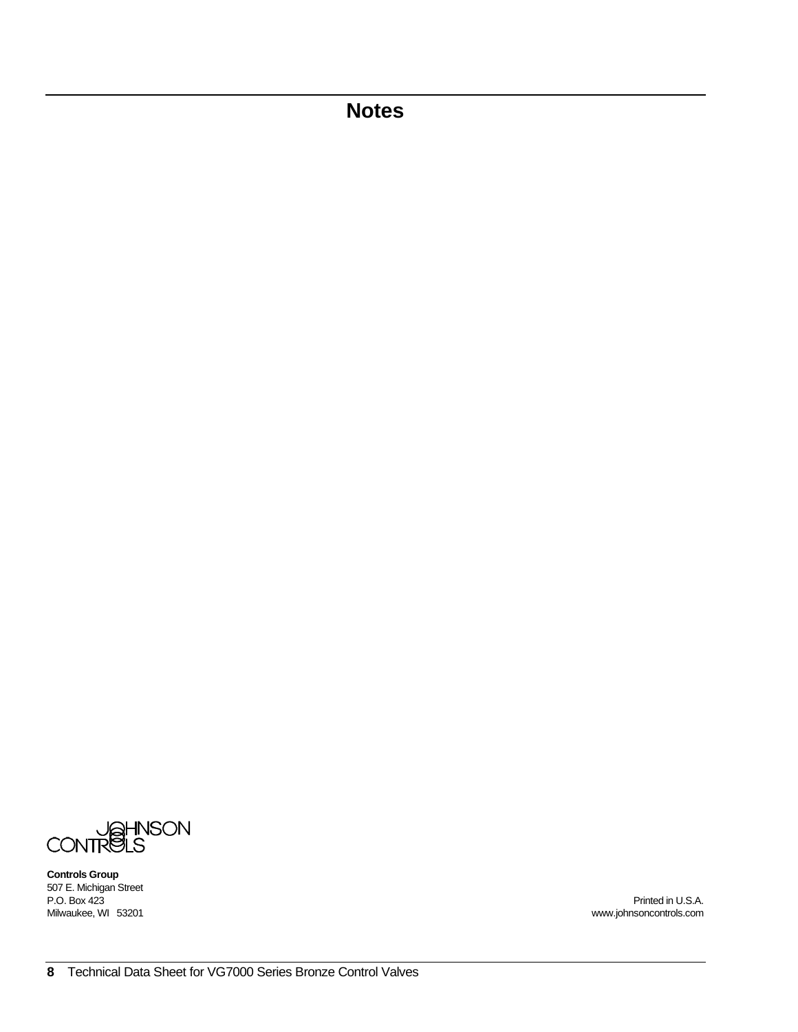# Notes

JOHNSON CONTROLS

**Controls Group**
507 E. Michigan Street
P.O. Box 423
Milwaukee, WI 53201

Printed in U.S.A.
www.johnsoncontrols.com